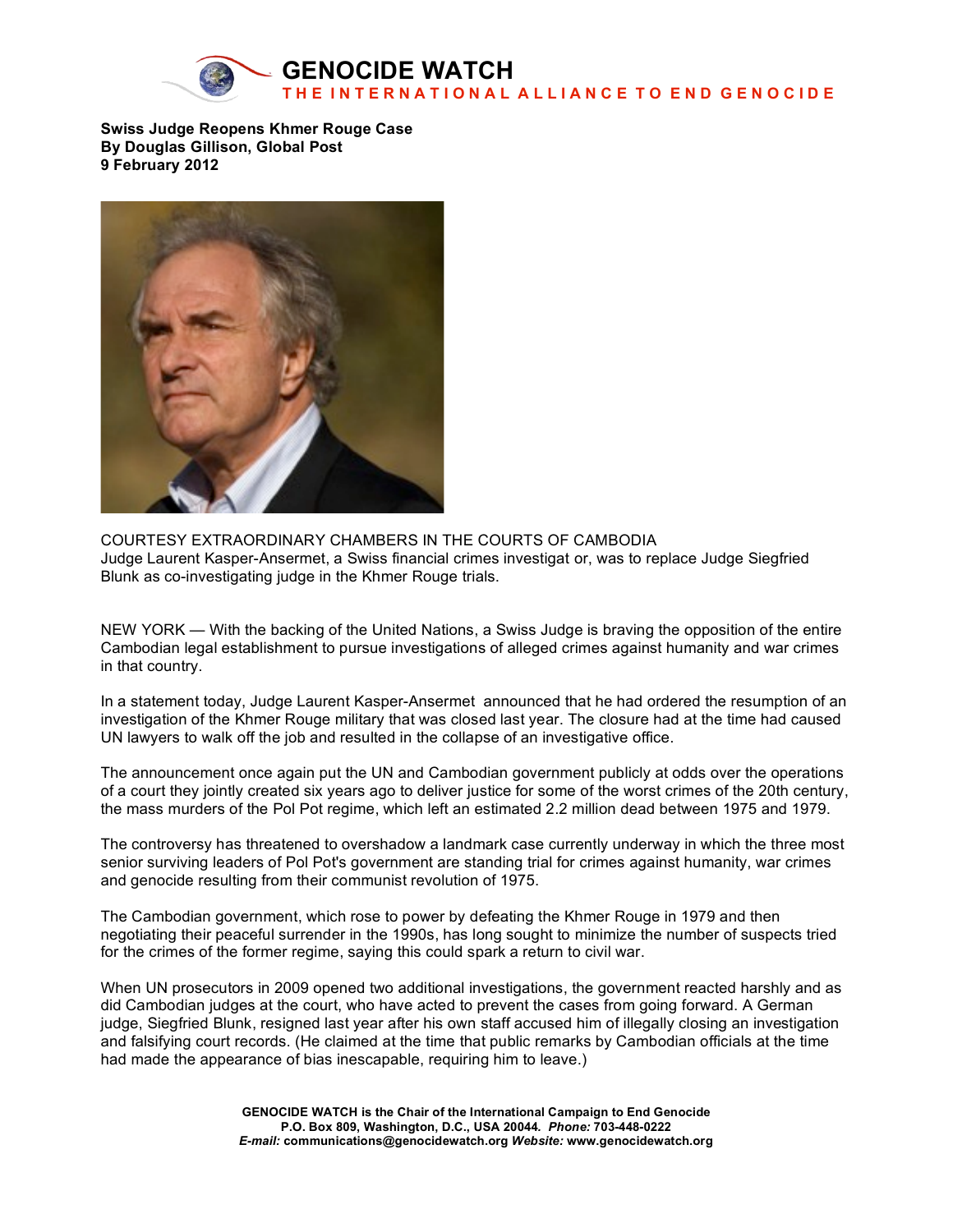# GENOCIDE WATCH

**THE INTERNATIONAL ALLIANCE TO END GENOCIDE**

**Swiss Judge Reopens Khmer Rouge Case**
**By Douglas Gillison, Global Post**
**9 February 2012**

COURTESY EXTRAORDINARY CHAMBERS IN THE COURTS OF CAMBODIA
Judge Laurent Kasper-Ansermet, a Swiss financial crimes investigat or, was to replace Judge Siegfried Blunk as co-investigating judge in the Khmer Rouge trials.

NEW YORK — With the backing of the United Nations, a Swiss Judge is braving the opposition of the entire Cambodian legal establishment to pursue investigations of alleged crimes against humanity and war crimes in that country.

In a statement today, Judge Laurent Kasper-Ansermet announced that he had ordered the resumption of an investigation of the Khmer Rouge military that was closed last year. The closure had at the time had caused UN lawyers to walk off the job and resulted in the collapse of an investigative office.

The announcement once again put the UN and Cambodian government publicly at odds over the operations of a court they jointly created six years ago to deliver justice for some of the worst crimes of the 20th century, the mass murders of the Pol Pot regime, which left an estimated 2.2 million dead between 1975 and 1979.

The controversy has threatened to overshadow a landmark case currently underway in which the three most senior surviving leaders of Pol Pot's government are standing trial for crimes against humanity, war crimes and genocide resulting from their communist revolution of 1975.

The Cambodian government, which rose to power by defeating the Khmer Rouge in 1979 and then negotiating their peaceful surrender in the 1990s, has long sought to minimize the number of suspects tried for the crimes of the former regime, saying this could spark a return to civil war.

When UN prosecutors in 2009 opened two additional investigations, the government reacted harshly and as did Cambodian judges at the court, who have acted to prevent the cases from going forward. A German judge, Siegfried Blunk, resigned last year after his own staff accused him of illegally closing an investigation and falsifying court records. (He claimed at the time that public remarks by Cambodian officials at the time had made the appearance of bias inescapable, requiring him to leave.)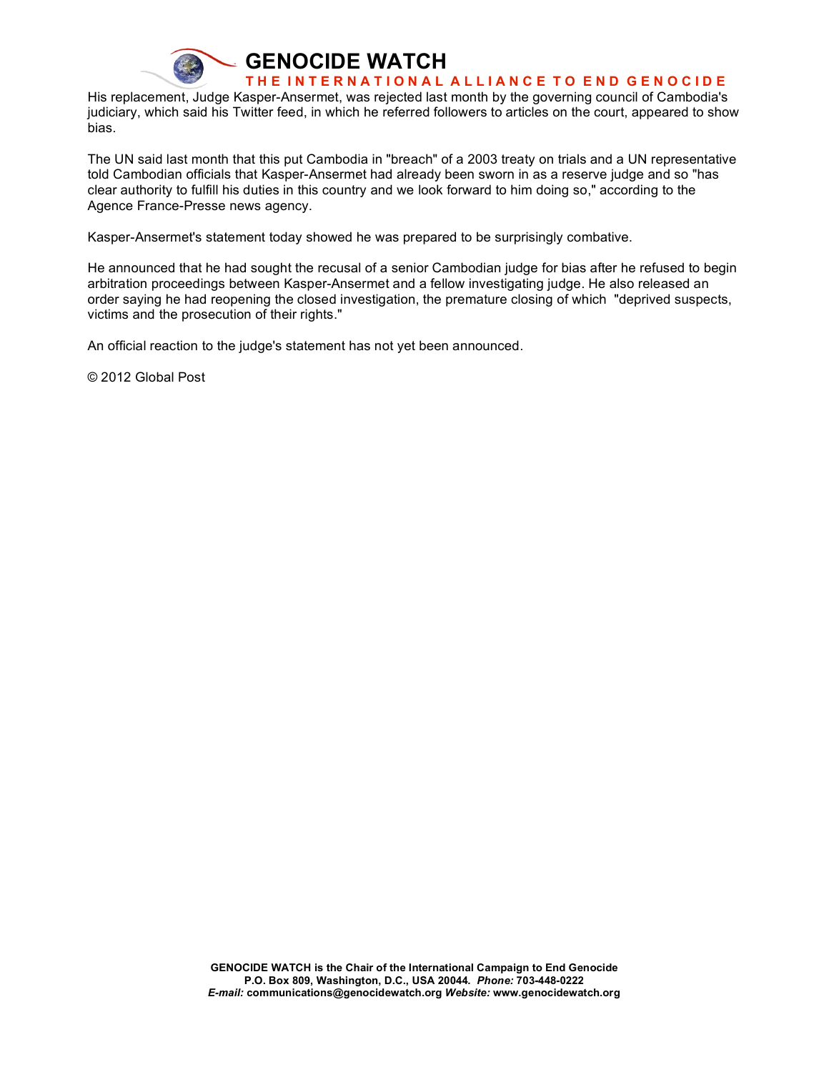His replacement, Judge Kasper-Ansermet, was rejected last month by the governing council of Cambodia's judiciary, which said his Twitter feed, in which he referred followers to articles on the court, appeared to show bias.

The UN said last month that this put Cambodia in "breach" of a 2003 treaty on trials and a UN representative told Cambodian officials that Kasper-Ansermet had already been sworn in as a reserve judge and so "has clear authority to fulfill his duties in this country and we look forward to him doing so," according to the Agence France-Presse news agency.

Kasper-Ansermet's statement today showed he was prepared to be surprisingly combative.

He announced that he had sought the recusal of a senior Cambodian judge for bias after he refused to begin arbitration proceedings between Kasper-Ansermet and a fellow investigating judge. He also released an order saying he had reopening the closed investigation, the premature closing of which "deprived suspects, victims and the prosecution of their rights."

An official reaction to the judge's statement has not yet been announced.

© 2012 Global Post